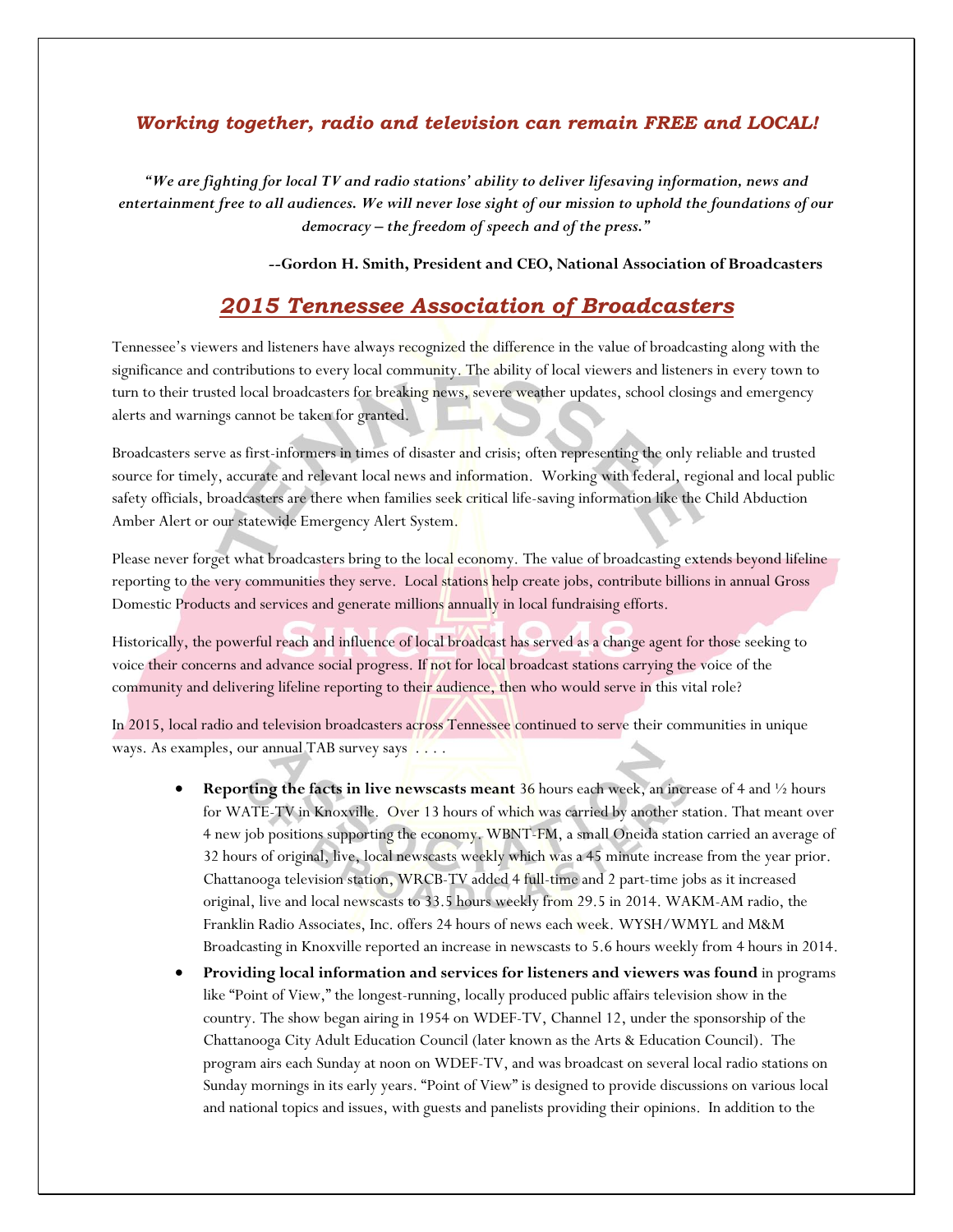***Working together, radio and television can remain FREE and LOCAL!***

***"We are fighting for local TV and radio stations' ability to deliver lifesaving information, news and entertainment free to all audiences. We will never lose sight of our mission to uphold the foundations of our democracy – the freedom of speech and of the press."***

**--Gordon H. Smith, President and CEO, National Association of Broadcasters**

## *2015 Tennessee Association of Broadcasters*

Tennessee's viewers and listeners have always recognized the difference in the value of broadcasting along with the significance and contributions to every local community. The ability of local viewers and listeners in every town to turn to their trusted local broadcasters for breaking news, severe weather updates, school closings and emergency alerts and warnings cannot be taken for granted.

Broadcasters serve as first-informers in times of disaster and crisis; often representing the only reliable and trusted source for timely, accurate and relevant local news and information. Working with federal, regional and local public safety officials, broadcasters are there when families seek critical life-saving information like the Child Abduction Amber Alert or our statewide Emergency Alert System.

Please never forget what broadcasters bring to the local economy. The value of broadcasting extends beyond lifeline reporting to the very communities they serve. Local stations help create jobs, contribute billions in annual Gross Domestic Products and services and generate millions annually in local fundraising efforts.

Historically, the powerful reach and influence of local broadcast has served as a change agent for those seeking to voice their concerns and advance social progress. If not for local broadcast stations carrying the voice of the community and delivering lifeline reporting to their audience, then who would serve in this vital role?

In 2015, local radio and television broadcasters across Tennessee continued to serve their communities in unique ways. As examples, our annual TAB survey says . . . .

- **Reporting the facts in live newscasts meant** 36 hours each week, an increase of 4 and ½ hours for WATE-TV in Knoxville. Over 13 hours of which was carried by another station. That meant over 4 new job positions supporting the economy. WBNT-FM, a small Oneida station carried an average of 32 hours of original, live, local newscasts weekly which was a 45 minute increase from the year prior. Chattanooga television station, WRCB-TV added 4 full-time and 2 part-time jobs as it increased original, live and local newscasts to 33.5 hours weekly from 29.5 in 2014. WAKM-AM radio, the Franklin Radio Associates, Inc. offers 24 hours of news each week. WYSH/WMYL and M&M Broadcasting in Knoxville reported an increase in newscasts to 5.6 hours weekly from 4 hours in 2014.
- **Providing local information and services for listeners and viewers was found** in programs like "Point of View," the longest-running, locally produced public affairs television show in the country. The show began airing in 1954 on WDEF-TV, Channel 12, under the sponsorship of the Chattanooga City Adult Education Council (later known as the Arts & Education Council). The program airs each Sunday at noon on WDEF-TV, and was broadcast on several local radio stations on Sunday mornings in its early years. "Point of View" is designed to provide discussions on various local and national topics and issues, with guests and panelists providing their opinions. In addition to the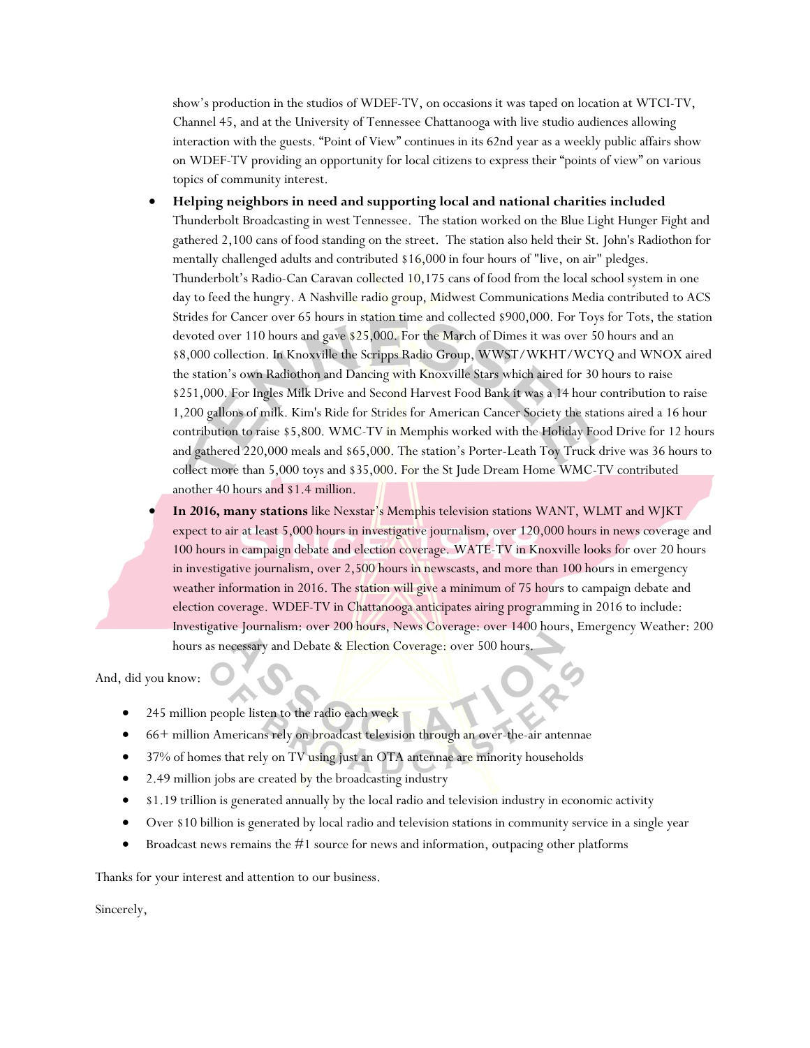show's production in the studios of WDEF-TV, on occasions it was taped on location at WTCI-TV, Channel 45, and at the University of Tennessee Chattanooga with live studio audiences allowing interaction with the guests. "Point of View" continues in its 62nd year as a weekly public affairs show on WDEF-TV providing an opportunity for local citizens to express their "points of view" on various topics of community interest.

- **Helping neighbors in need and supporting local and national charities included** Thunderbolt Broadcasting in west Tennessee. The station worked on the Blue Light Hunger Fight and gathered 2,100 cans of food standing on the street. The station also held their St. John's Radiothon for mentally challenged adults and contributed $16,000 in four hours of "live, on air" pledges. Thunderbolt's Radio-Can Caravan collected 10,175 cans of food from the local school system in one day to feed the hungry. A Nashville radio group, Midwest Communications Media contributed to ACS Strides for Cancer over 65 hours in station time and collected $900,000. For Toys for Tots, the station devoted over 110 hours and gave $25,000. For the March of Dimes it was over 50 hours and an $8,000 collection. In Knoxville the Scripps Radio Group, WWST/WKHT/WCYQ and WNOX aired the station's own Radiothon and Dancing with Knoxville Stars which aired for 30 hours to raise $251,000. For Ingles Milk Drive and Second Harvest Food Bank it was a 14 hour contribution to raise 1,200 gallons of milk. Kim's Ride for Strides for American Cancer Society the stations aired a 16 hour contribution to raise $5,800. WMC-TV in Memphis worked with the Holiday Food Drive for 12 hours and gathered 220,000 meals and $65,000. The station's Porter-Leath Toy Truck drive was 36 hours to collect more than 5,000 toys and $35,000. For the St Jude Dream Home WMC-TV contributed another 40 hours and $1.4 million.
- **In 2016, many stations** like Nexstar's Memphis television stations WANT, WLMT and WJKT expect to air at least 5,000 hours in investigative journalism, over 120,000 hours in news coverage and 100 hours in campaign debate and election coverage. WATE-TV in Knoxville looks for over 20 hours in investigative journalism, over 2,500 hours in newscasts, and more than 100 hours in emergency weather information in 2016. The station will give a minimum of 75 hours to campaign debate and election coverage. WDEF-TV in Chattanooga anticipates airing programming in 2016 to include: Investigative Journalism: over 200 hours, News Coverage: over 1400 hours, Emergency Weather: 200 hours as necessary and Debate & Election Coverage: over 500 hours.

And, did you know:

- 245 million people listen to the radio each week
- 66+ million Americans rely on broadcast television through an over-the-air antennae
- 37% of homes that rely on TV using just an OTA antennae are minority households
- 2.49 million jobs are created by the broadcasting industry
- $1.19 trillion is generated annually by the local radio and television industry in economic activity
- Over $10 billion is generated by local radio and television stations in community service in a single year
- Broadcast news remains the #1 source for news and information, outpacing other platforms

Thanks for your interest and attention to our business.

Sincerely,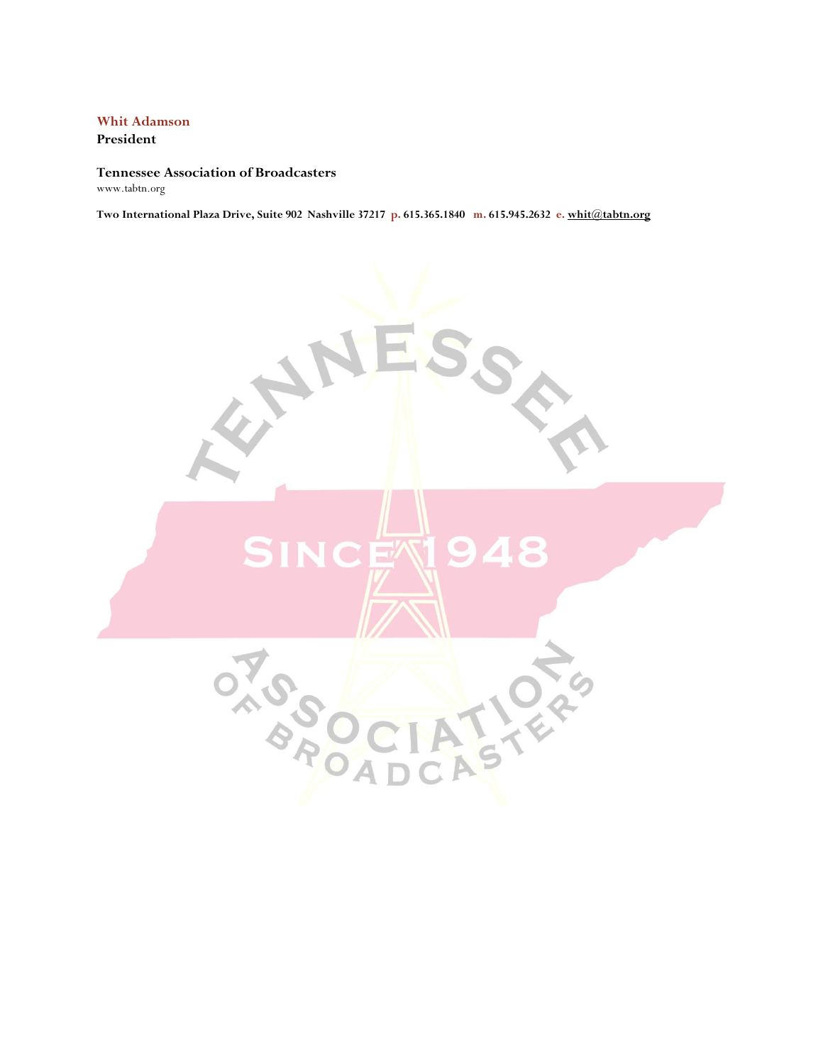Whit Adamson
**President**

**Tennessee Association of Broadcasters**
www.tabtn.org

**Two International Plaza Drive, Suite 902 Nashville 37217 p. 615.365.1840 m. 615.945.2632 e. whit@tabtn.org**